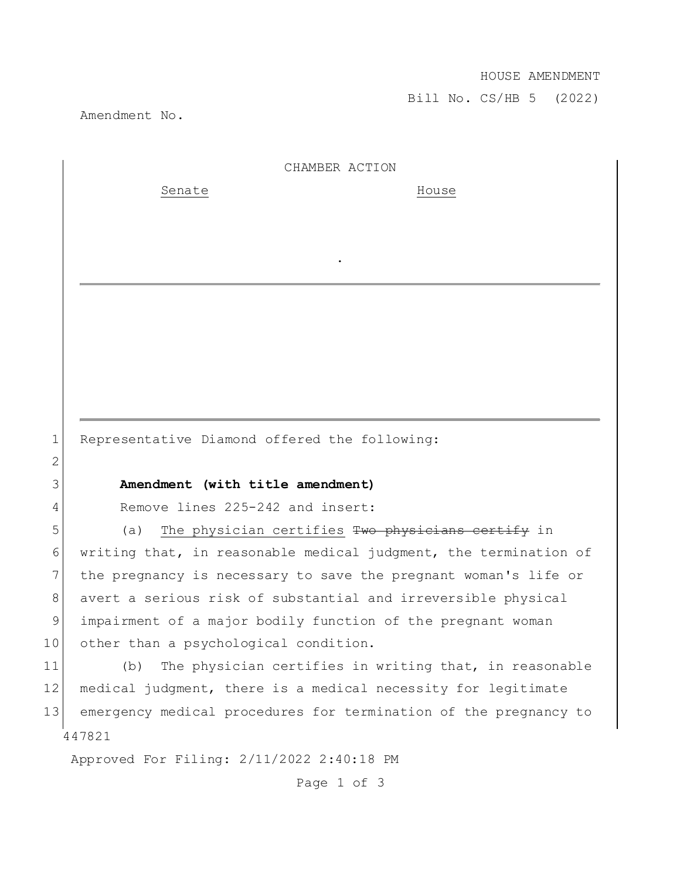HOUSE AMENDMENT

Bill No. CS/HB 5 (2022)

Amendment No.

CHAMBER ACTION

Senate | House
--- | ---
 | 

.

Representative Diamond offered the following:

**Amendment (with title amendment)**

Remove lines 225-242 and insert:

(a) <u>The physician certifies</u> ~~Two physicians certify~~ in writing that, in reasonable medical judgment, the termination of the pregnancy is necessary to save the pregnant woman's life or avert a serious risk of substantial and irreversible physical impairment of a major bodily function of the pregnant woman other than a psychological condition.

(b) The physician certifies in writing that, in reasonable medical judgment, there is a medical necessity for legitimate emergency medical procedures for termination of the pregnancy to

447821

Approved For Filing: 2/11/2022 2:40:18 PM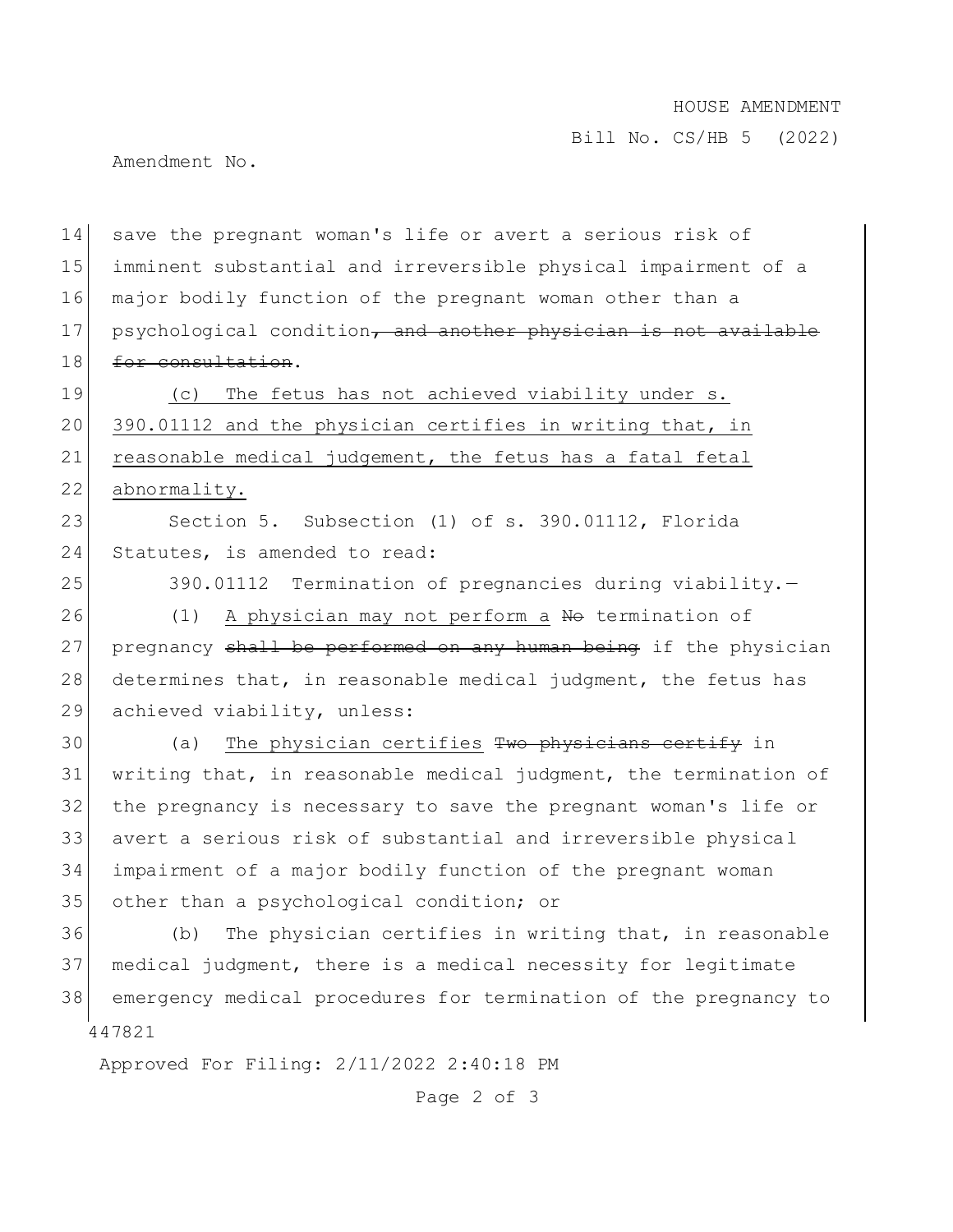save the pregnant woman's life or avert a serious risk of imminent substantial and irreversible physical impairment of a major bodily function of the pregnant woman other than a psychological condition~~, and another physician is not available for consultation~~.

<u>(c) The fetus has not achieved viability under s. 390.01112 and the physician certifies in writing that, in reasonable medical judgement, the fetus has a fatal fetal abnormality.</u>

Section 5. Subsection (1) of s. 390.01112, Florida Statutes, is amended to read:

390.01112 Termination of pregnancies during viability.—

(1) <u>A physician may not perform a</u> ~~No~~ termination of pregnancy ~~shall be performed on any human being~~ if the physician determines that, in reasonable medical judgment, the fetus has achieved viability, unless:

(a) <u>The physician certifies</u> ~~Two physicians certify~~ in writing that, in reasonable medical judgment, the termination of the pregnancy is necessary to save the pregnant woman's life or avert a serious risk of substantial and irreversible physical impairment of a major bodily function of the pregnant woman other than a psychological condition; or

(b) The physician certifies in writing that, in reasonable medical judgment, there is a medical necessity for legitimate emergency medical procedures for termination of the pregnancy to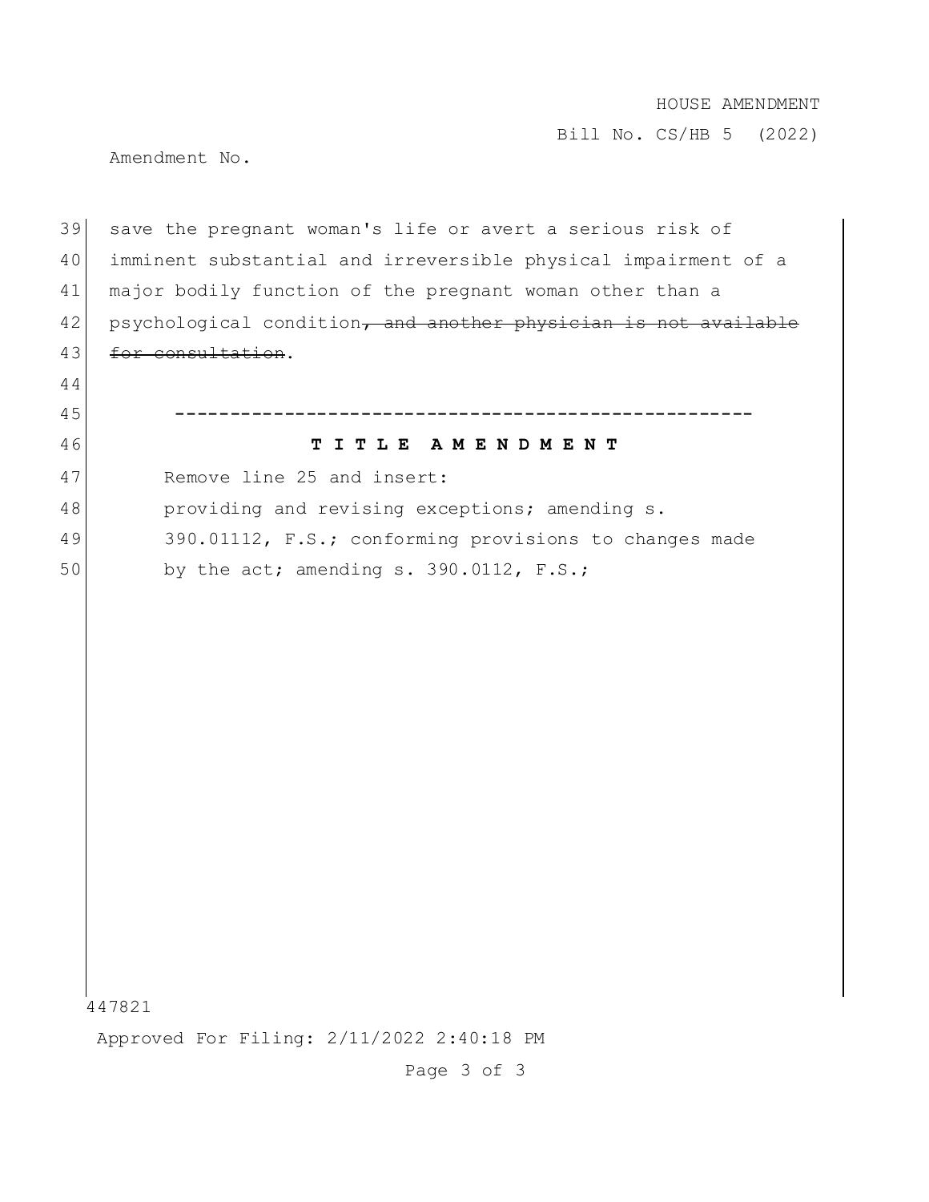save the pregnant woman's life or avert a serious risk of imminent substantial and irreversible physical impairment of a major bodily function of the pregnant woman other than a psychological condition~~, and another physician is not available for consultation~~.

-----------------------------------------------------

**T I T L E A M E N D M E N T**

Remove line 25 and insert:

providing and revising exceptions; amending s. 390.01112, F.S.; conforming provisions to changes made by the act; amending s. 390.0112, F.S.;

447821

Approved For Filing: 2/11/2022 2:40:18 PM